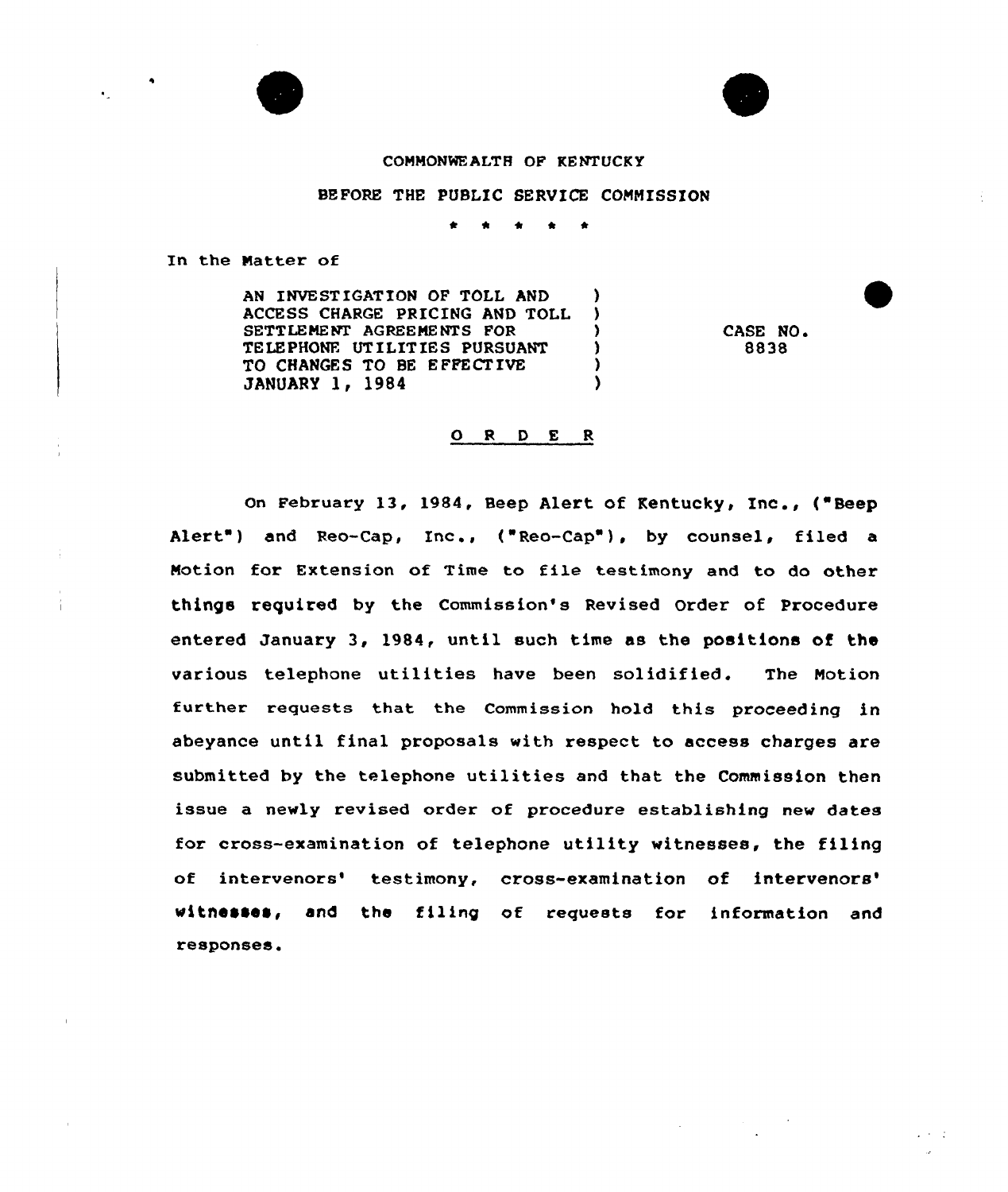COMMONWEALTH OF KENTUCKY

BEFORE THE PUBLIC SERVICE COMMISSION

\* \* \* \* \*

In the Matter of

| | | |
|---|---|---|
| AN INVESTIGATION OF TOLL AND ACCESS CHARGE PRICING AND TOLL SETTLEMENT AGREEMENTS FOR TELEPHONE UTILITIES PURSUANT TO CHANGES TO BE EFFECTIVE JANUARY 1, 1984 | ) | CASE NO. 8838 |

O R D E R

On February 13, 1984, Beep Alert of Kentucky, Inc., ("Beep Alert") and Reo-Cap, Inc., ("Reo-Cap"), by counsel, filed a Motion for Extension of Time to file testimony and to do other things required by the Commission's Revised Order of Procedure entered January 3, 1984, until such time as the positions of the various telephone utilities have been solidified. The Motion further requests that the Commission hold this proceeding in abeyance until final proposals with respect to access charges are submitted by the telephone utilities and that the Commission then issue a newly revised order of procedure establishing new dates for cross-examination of telephone utility witnesses, the filing of intervenors' testimony, cross-examination of intervenors' witnesses, and the filing of requests for information and responses.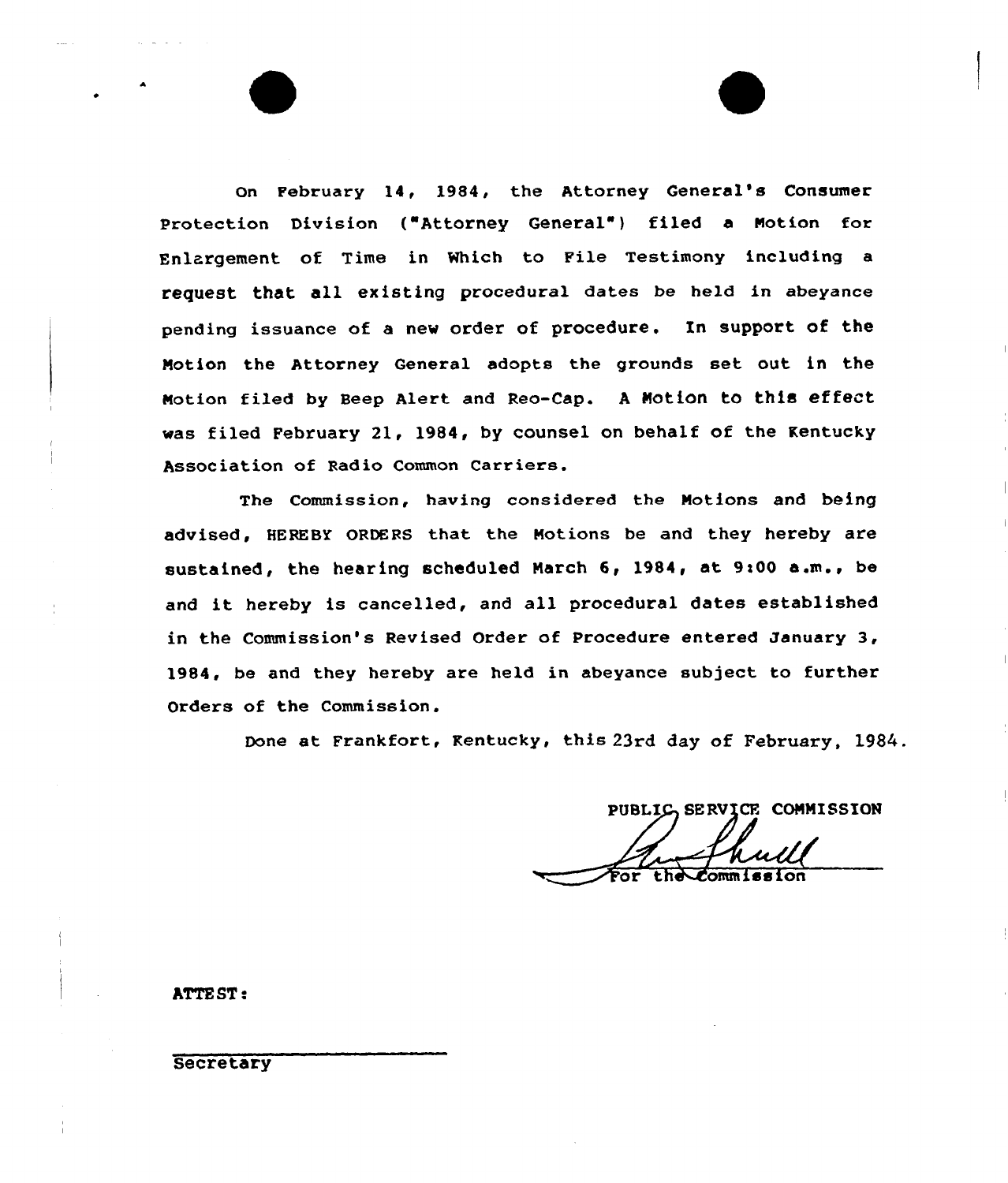On February 14, 1984, the Attorney General's Consumer Protection Division ("Attorney General") filed a Motion for Enlargement of Time in Which to File Testimony including a request that all existing procedural dates be held in abeyance pending issuance of a new order of procedure. In support of the Motion the Attorney General adopts the grounds set out in the Motion filed by Beep Alert and Reo-Cap. A Motion to this effect was filed February 21, 1984, by counsel on behalf of the Kentucky Association of Radio Common Carriers.

The Commission, having considered the Motions and being advised, HEREBY ORDERS that the Motions be and they hereby are sustained, the hearing scheduled March 6, 1984, at 9:00 a.m., be and it hereby is cancelled, and all procedural dates established in the Commission's Revised Order of Procedure entered January 3, 1984, be and they hereby are held in abeyance subject to further Orders of the Commission.

Done at Frankfort, Kentucky, this 23rd day of February, 1984.

PUBLIC SERVICE COMMISSION

For the Commission

ATTEST:

Secretary